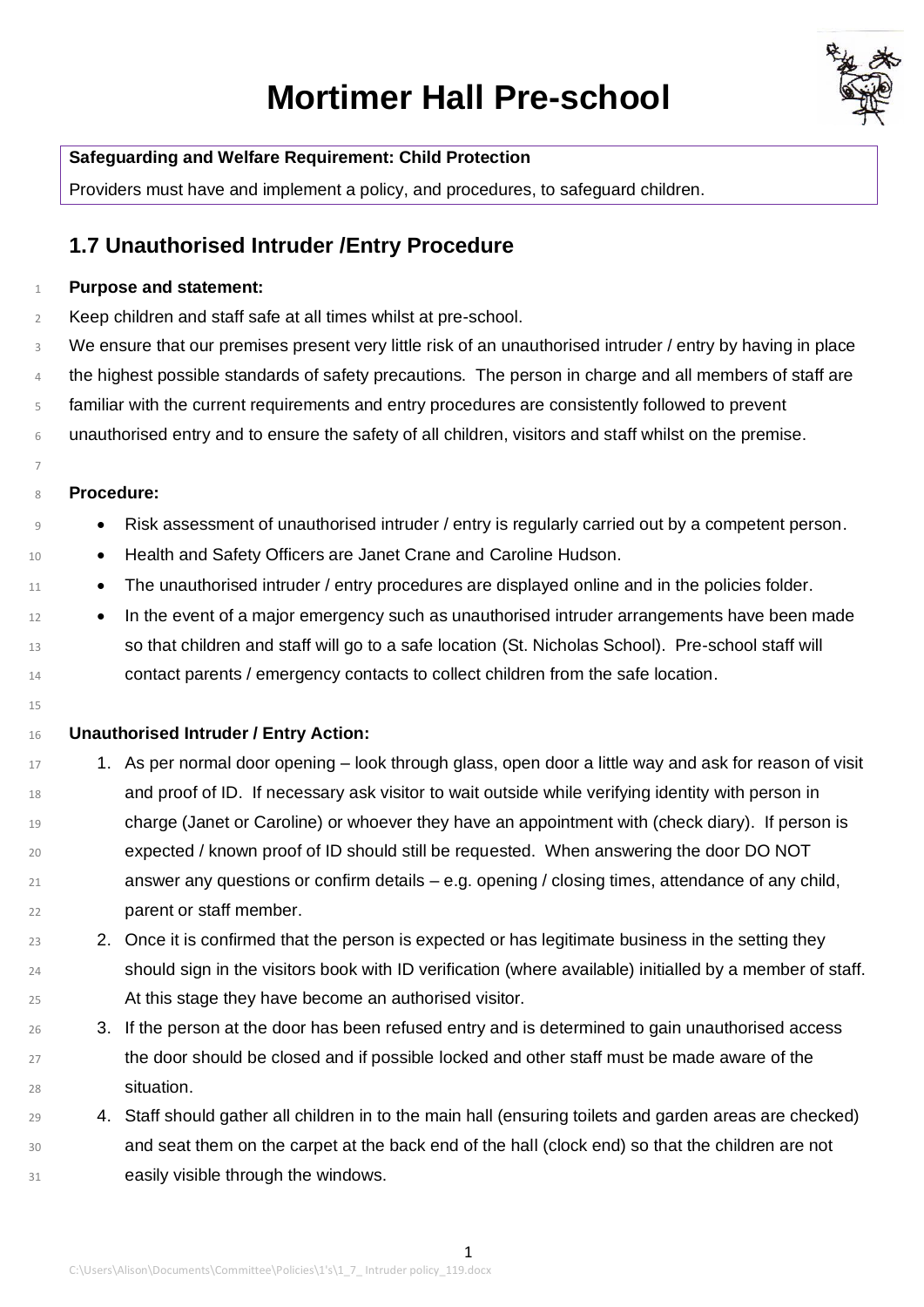# Mortimer Hall Pre-school

**Safeguarding and Welfare Requirement: Child Protection**

Providers must have and implement a policy, and procedures, to safeguard children.

## 1.7 Unauthorised Intruder /Entry Procedure

**Purpose and statement:**

Keep children and staff safe at all times whilst at pre-school.

We ensure that our premises present very little risk of an unauthorised intruder / entry by having in place the highest possible standards of safety precautions. The person in charge and all members of staff are familiar with the current requirements and entry procedures are consistently followed to prevent unauthorised entry and to ensure the safety of all children, visitors and staff whilst on the premise.

**Procedure:**

- Risk assessment of unauthorised intruder / entry is regularly carried out by a competent person.
- Health and Safety Officers are Janet Crane and Caroline Hudson.
- The unauthorised intruder / entry procedures are displayed online and in the policies folder.
- In the event of a major emergency such as unauthorised intruder arrangements have been made so that children and staff will go to a safe location (St. Nicholas School). Pre-school staff will contact parents / emergency contacts to collect children from the safe location.

**Unauthorised Intruder / Entry Action:**

1. As per normal door opening – look through glass, open door a little way and ask for reason of visit and proof of ID. If necessary ask visitor to wait outside while verifying identity with person in charge (Janet or Caroline) or whoever they have an appointment with (check diary). If person is expected / known proof of ID should still be requested. When answering the door DO NOT answer any questions or confirm details – e.g. opening / closing times, attendance of any child, parent or staff member.
2. Once it is confirmed that the person is expected or has legitimate business in the setting they should sign in the visitors book with ID verification (where available) initialled by a member of staff. At this stage they have become an authorised visitor.
3. If the person at the door has been refused entry and is determined to gain unauthorised access the door should be closed and if possible locked and other staff must be made aware of the situation.
4. Staff should gather all children in to the main hall (ensuring toilets and garden areas are checked) and seat them on the carpet at the back end of the hall (clock end) so that the children are not easily visible through the windows.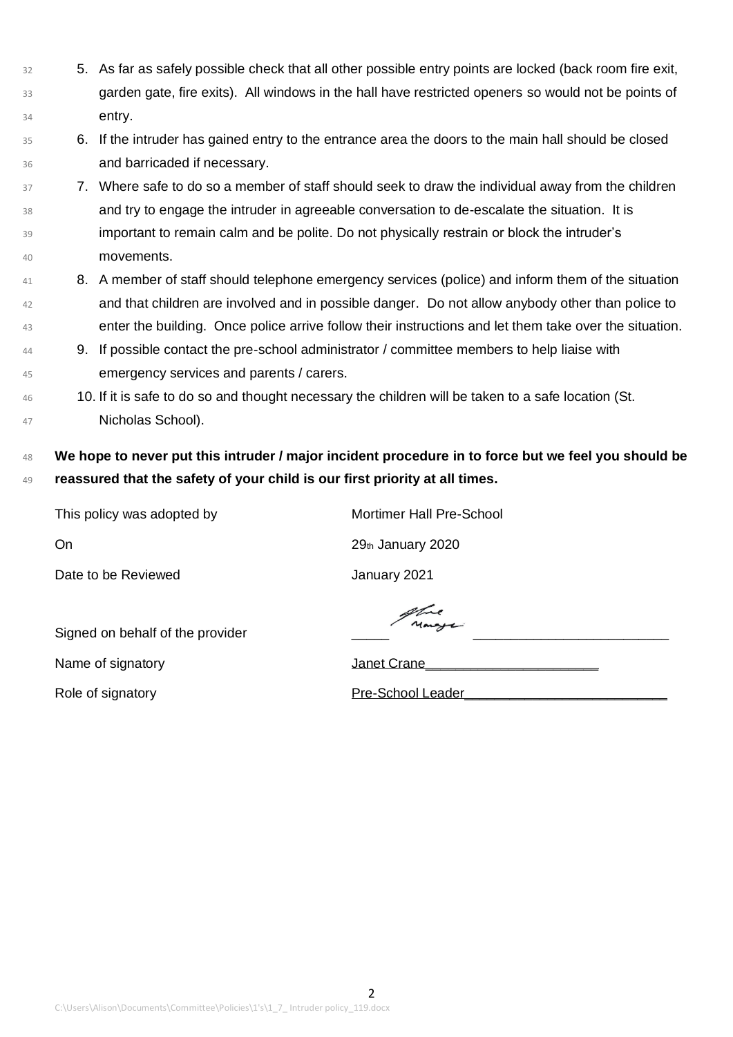5. As far as safely possible check that all other possible entry points are locked (back room fire exit, garden gate, fire exits). All windows in the hall have restricted openers so would not be points of entry.
6. If the intruder has gained entry to the entrance area the doors to the main hall should be closed and barricaded if necessary.
7. Where safe to do so a member of staff should seek to draw the individual away from the children and try to engage the intruder in agreeable conversation to de-escalate the situation. It is important to remain calm and be polite. Do not physically restrain or block the intruder's movements.
8. A member of staff should telephone emergency services (police) and inform them of the situation and that children are involved and in possible danger. Do not allow anybody other than police to enter the building. Once police arrive follow their instructions and let them take over the situation.
9. If possible contact the pre-school administrator / committee members to help liaise with emergency services and parents / carers.
10. If it is safe to do so and thought necessary the children will be taken to a safe location (St. Nicholas School).

**We hope to never put this intruder / major incident procedure in to force but we feel you should be reassured that the safety of your child is our first priority at all times.**

| | |
|---|---|
| This policy was adopted by | Mortimer Hall Pre-School |
| On | 29th January 2020 |
| Date to be Reviewed | January 2021 |
| Signed on behalf of the provider | |
| Name of signatory | Janet Crane |
| Role of signatory | Pre-School Leader |